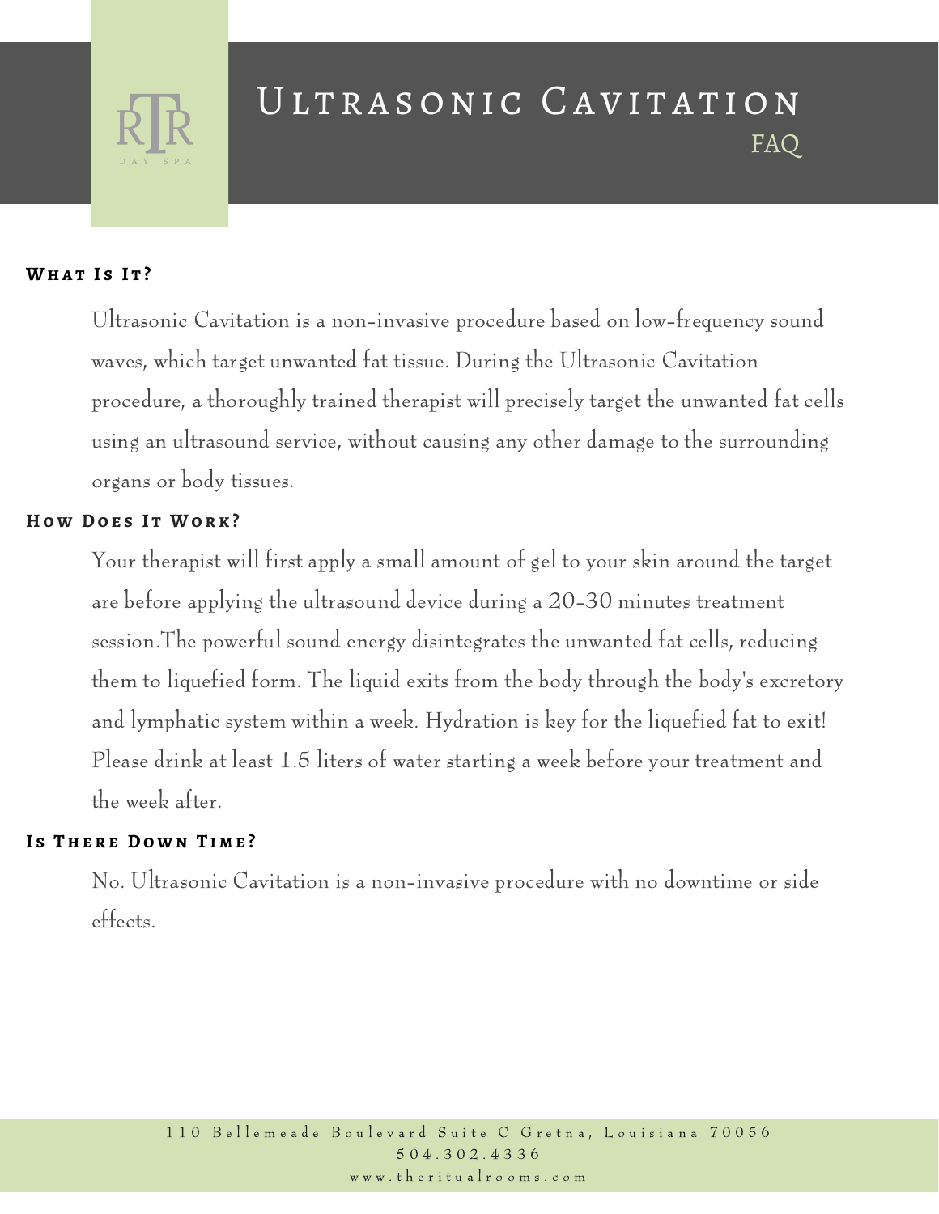# Ultrasonic Cavitation

## FAQ

### What Is It?

Ultrasonic Cavitation is a non-invasive procedure based on low-frequency sound waves, which target unwanted fat tissue. During the Ultrasonic Cavitation procedure, a thoroughly trained therapist will precisely target the unwanted fat cells using an ultrasound service, without causing any other damage to the surrounding organs or body tissues.

### How Does It Work?

Your therapist will first apply a small amount of gel to your skin around the target are before applying the ultrasound device during a 20-30 minutes treatment session.The powerful sound energy disintegrates the unwanted fat cells, reducing them to liquefied form. The liquid exits from the body through the body's excretory and lymphatic system within a week. Hydration is key for the liquefied fat to exit! Please drink at least 1.5 liters of water starting a week before your treatment and the week after.

### Is There Down Time?

No. Ultrasonic Cavitation is a non-invasive procedure with no downtime or side effects.

110 Bellemeade Boulevard Suite C Gretna, Louisiana 70056
504.302.4336
www.theritualrooms.com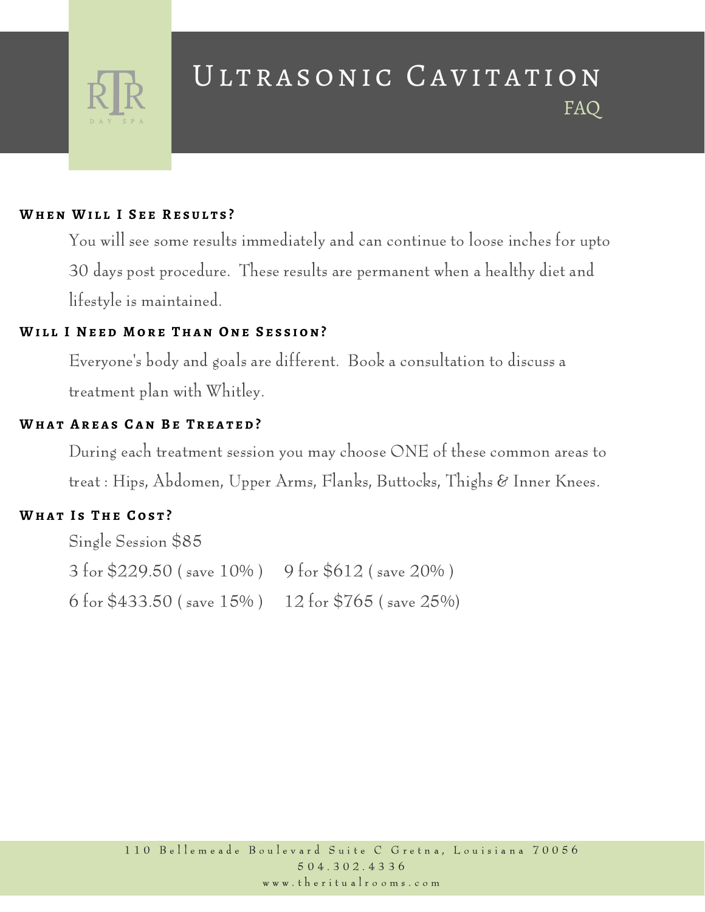# Ultrasonic Cavitation

## FAQ

### When Will I See Results?

You will see some results immediately and can continue to loose inches for upto 30 days post procedure. These results are permanent when a healthy diet and lifestyle is maintained.

### Will I Need More Than One Session?

Everyone's body and goals are different. Book a consultation to discuss a treatment plan with Whitley.

### What Areas Can Be Treated?

During each treatment session you may choose ONE of these common areas to treat : Hips, Abdomen, Upper Arms, Flanks, Buttocks, Thighs & Inner Knees.

### What Is The Cost?

Single Session $85

3 for $229.50 ( save 10% )

6 for $433.50 ( save 15% )

9 for $612 ( save 20% )

12 for $765 ( save 25%)

110 Bellemeade Boulevard Suite C Gretna, Louisiana 70056
504.302.4336
www.theritualrooms.com